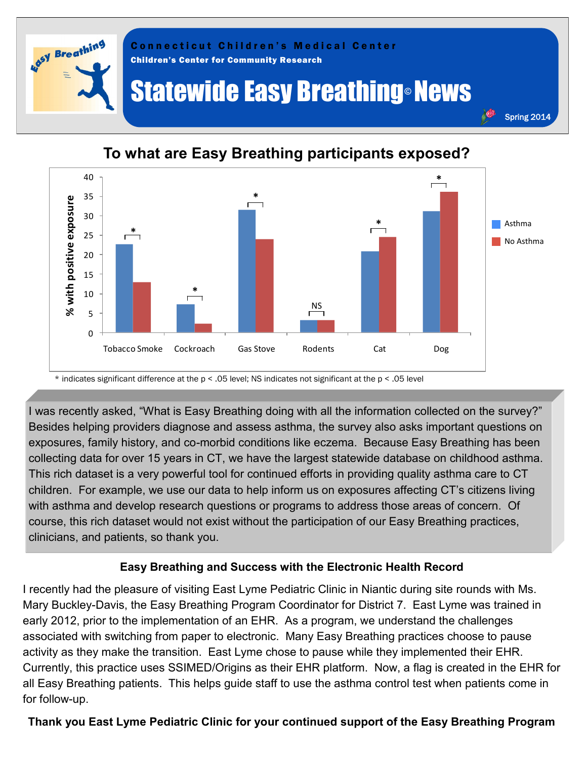Connecticut Children's Medical Center

Children's Center for Community Research

# Statewide Easy Breathing© News

Spring 2014

## To what are Easy Breathing participants exposed?

| Exposure | Asthma (% with positive exposure) | No Asthma (% with positive exposure) | Significance |
|---|---|---|---|
| Tobacco Smoke | 22.7 | 13 | * |
| Cockroach | 7.3 | 2.3 | * |
| Gas Stove | 31.5 | 24 | * |
| Rodents | 3.2 | 3.2 | NS |
| Cat | 20.8 | 24.5 | * |
| Dog | 31.2 | 36.2 | * |

\* indicates significant difference at the $p < .05$ level; NS indicates not significant at the $p < .05$ level

I was recently asked, "What is Easy Breathing doing with all the information collected on the survey?" Besides helping providers diagnose and assess asthma, the survey also asks important questions on exposures, family history, and co-morbid conditions like eczema. Because Easy Breathing has been collecting data for over 15 years in CT, we have the largest statewide database on childhood asthma. This rich dataset is a very powerful tool for continued efforts in providing quality asthma care to CT children. For example, we use our data to help inform us on exposures affecting CT's citizens living with asthma and develop research questions or programs to address those areas of concern. Of course, this rich dataset would not exist without the participation of our Easy Breathing practices, clinicians, and patients, so thank you.

### Easy Breathing and Success with the Electronic Health Record

I recently had the pleasure of visiting East Lyme Pediatric Clinic in Niantic during site rounds with Ms. Mary Buckley-Davis, the Easy Breathing Program Coordinator for District 7. East Lyme was trained in early 2012, prior to the implementation of an EHR. As a program, we understand the challenges associated with switching from paper to electronic. Many Easy Breathing practices choose to pause activity as they make the transition. East Lyme chose to pause while they implemented their EHR. Currently, this practice uses SSIMED/Origins as their EHR platform. Now, a flag is created in the EHR for all Easy Breathing patients. This helps guide staff to use the asthma control test when patients come in for follow-up.

**Thank you East Lyme Pediatric Clinic for your continued support of the Easy Breathing Program**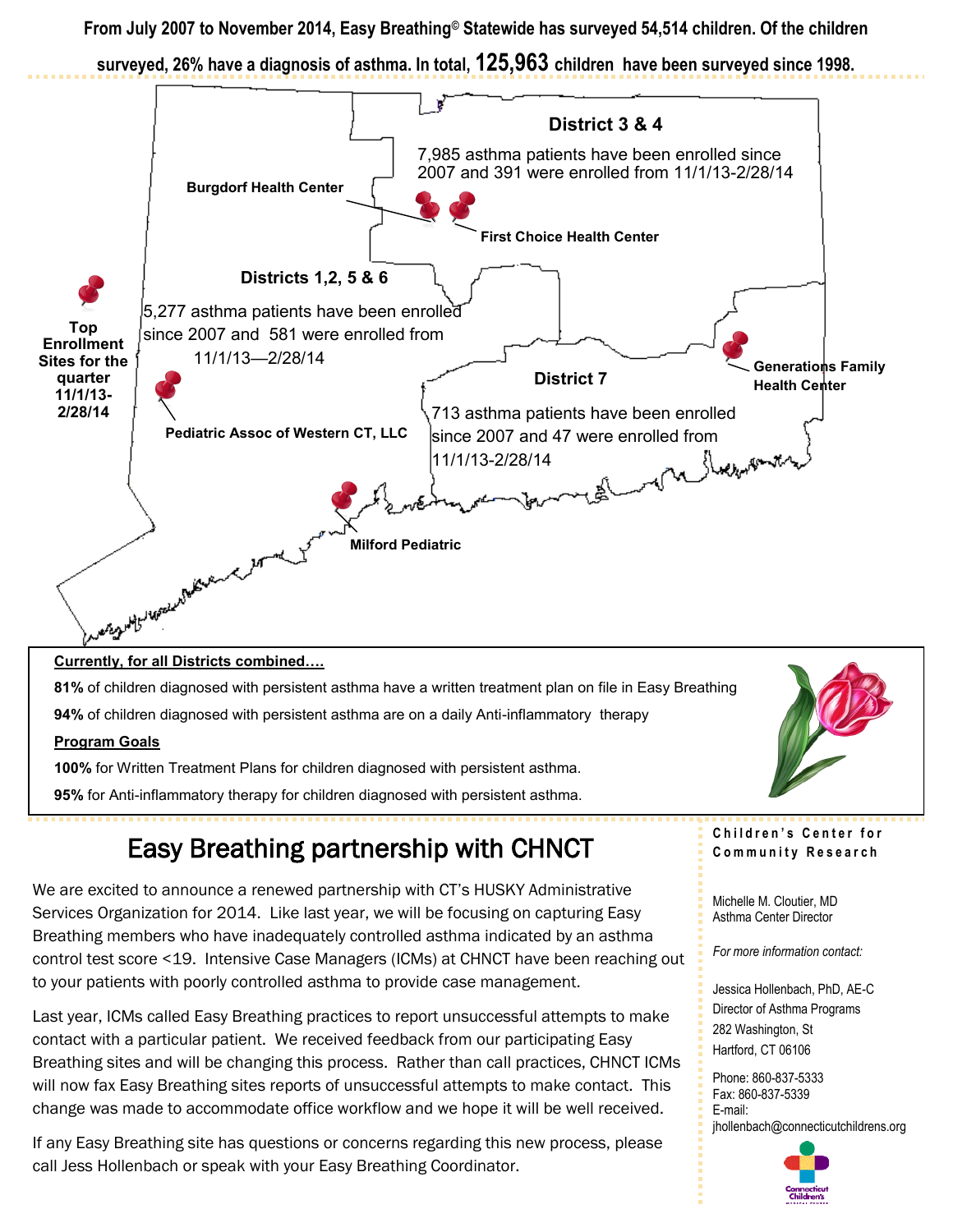**From July 2007 to November 2014, Easy Breathing© Statewide has surveyed 54,514 children. Of the children surveyed, 26% have a diagnosis of asthma. In total, 125,963 children have been surveyed since 1998.**

**District 3 & 4**

7,985 asthma patients have been enrolled since 2007 and 391 were enrolled from 11/1/13-2/28/14

**Burgdorf Health Center**

**First Choice Health Center**

**Districts 1,2, 5 & 6**

5,277 asthma patients have been enrolled since 2007 and 581 were enrolled from 11/1/13—2/28/14

**Top Enrollment Sites for the quarter 11/1/13-2/28/14**

**Generations Family Health Center**

**District 7**

713 asthma patients have been enrolled since 2007 and 47 were enrolled from 11/1/13-2/28/14

**Pediatric Assoc of Western CT, LLC**

**Milford Pediatric**

**Currently, for all Districts combined….**

**81%** of children diagnosed with persistent asthma have a written treatment plan on file in Easy Breathing

**94%** of children diagnosed with persistent asthma are on a daily Anti-inflammatory therapy

**Program Goals**

**100%** for Written Treatment Plans for children diagnosed with persistent asthma.

**95%** for Anti-inflammatory therapy for children diagnosed with persistent asthma.

# Easy Breathing partnership with CHNCT

We are excited to announce a renewed partnership with CT's HUSKY Administrative Services Organization for 2014. Like last year, we will be focusing on capturing Easy Breathing members who have inadequately controlled asthma indicated by an asthma control test score <19. Intensive Case Managers (ICMs) at CHNCT have been reaching out to your patients with poorly controlled asthma to provide case management.

Last year, ICMs called Easy Breathing practices to report unsuccessful attempts to make contact with a particular patient. We received feedback from our participating Easy Breathing sites and will be changing this process. Rather than call practices, CHNCT ICMs will now fax Easy Breathing sites reports of unsuccessful attempts to make contact. This change was made to accommodate office workflow and we hope it will be well received.

If any Easy Breathing site has questions or concerns regarding this new process, please call Jess Hollenbach or speak with your Easy Breathing Coordinator.

**Children's Center for Community Research**

Michelle M. Cloutier, MD
Asthma Center Director

*For more information contact:*

Jessica Hollenbach, PhD, AE-C
Director of Asthma Programs
282 Washington, St
Hartford, CT 06106

Phone: 860-837-5333
Fax: 860-837-5339
E-mail:
jhollenbach@connecticutchildrens.org